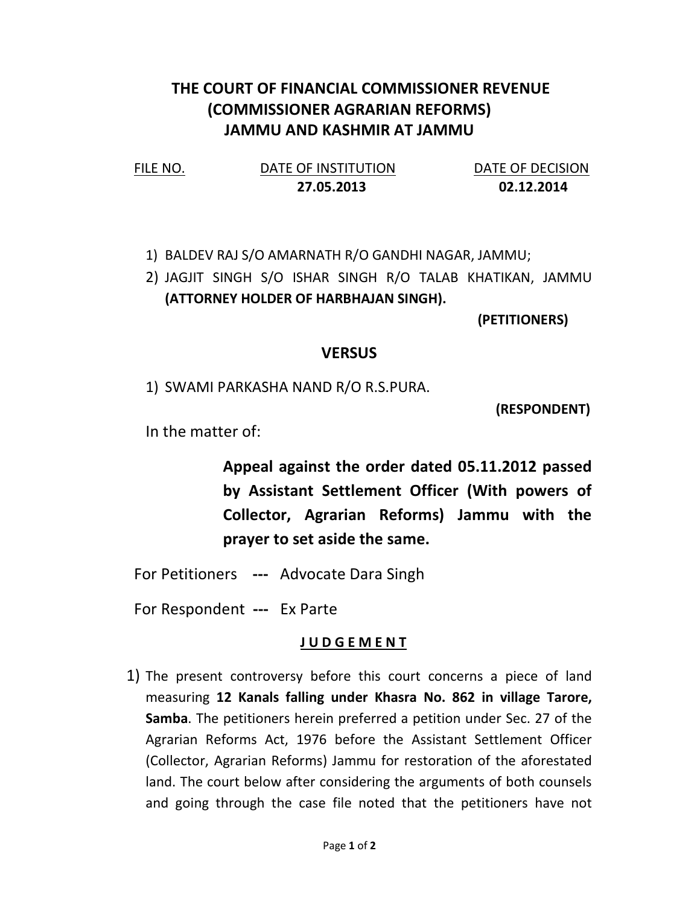# THE COURT OF FINANCIAL COMMISSIONER REVENUE (COMMISSIONER AGRARIAN REFORMS) JAMMU AND KASHMIR AT JAMMU

| FILE NO. | DATE OF INSTITUTION | DATE OF DECISION |
| --- | --- | --- |
| | **27.05.2013** | **02.12.2014** |

1) BALDEV RAJ S/O AMARNATH R/O GANDHI NAGAR, JAMMU;
2) JAGJIT SINGH S/O ISHAR SINGH R/O TALAB KHATIKAN, JAMMU **(ATTORNEY HOLDER OF HARBHAJAN SINGH).**

**(PETITIONERS)**

**VERSUS**

1) SWAMI PARKASHA NAND R/O R.S.PURA.

**(RESPONDENT)**

In the matter of:

**Appeal against the order dated 05.11.2012 passed by Assistant Settlement Officer (With powers of Collector, Agrarian Reforms) Jammu with the prayer to set aside the same.**

For Petitioners --- Advocate Dara Singh

For Respondent --- Ex Parte

**JUDGEMENT**

1) The present controversy before this court concerns a piece of land measuring **12 Kanals falling under Khasra No. 862 in village Tarore, Samba**. The petitioners herein preferred a petition under Sec. 27 of the Agrarian Reforms Act, 1976 before the Assistant Settlement Officer (Collector, Agrarian Reforms) Jammu for restoration of the aforestated land. The court below after considering the arguments of both counsels and going through the case file noted that the petitioners have not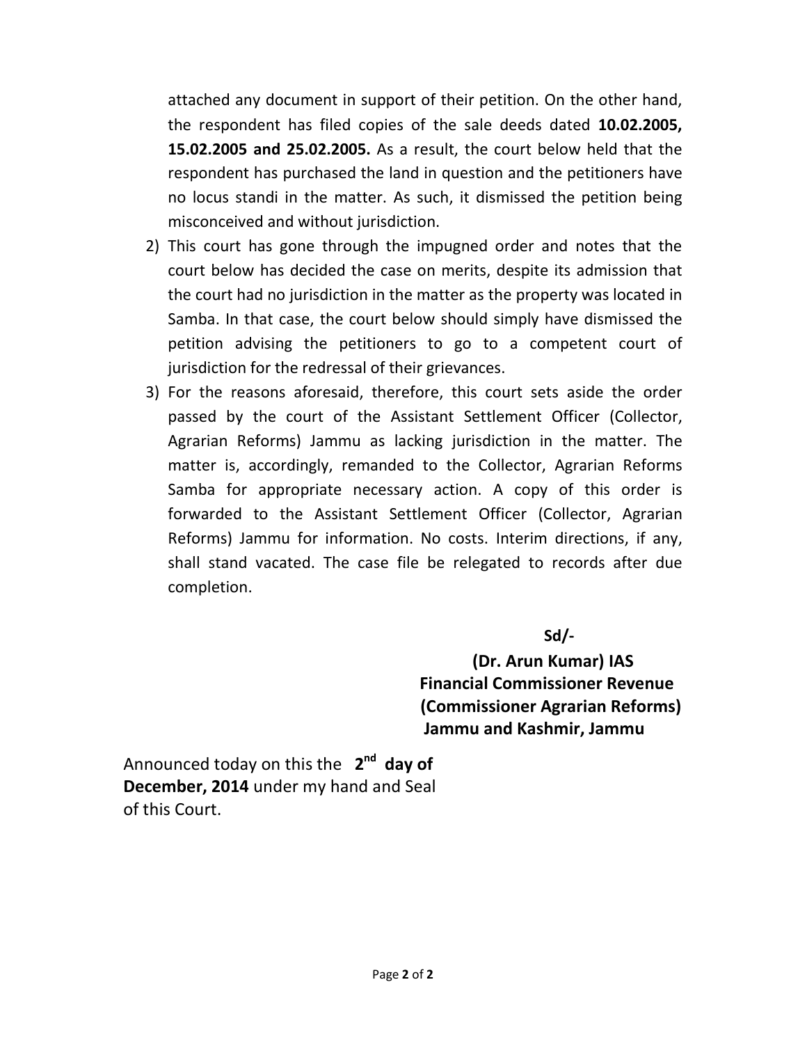attached any document in support of their petition. On the other hand, the respondent has filed copies of the sale deeds dated **10.02.2005, 15.02.2005 and 25.02.2005.** As a result, the court below held that the respondent has purchased the land in question and the petitioners have no locus standi in the matter. As such, it dismissed the petition being misconceived and without jurisdiction.

2) This court has gone through the impugned order and notes that the court below has decided the case on merits, despite its admission that the court had no jurisdiction in the matter as the property was located in Samba. In that case, the court below should simply have dismissed the petition advising the petitioners to go to a competent court of jurisdiction for the redressal of their grievances.

3) For the reasons aforesaid, therefore, this court sets aside the order passed by the court of the Assistant Settlement Officer (Collector, Agrarian Reforms) Jammu as lacking jurisdiction in the matter. The matter is, accordingly, remanded to the Collector, Agrarian Reforms Samba for appropriate necessary action. A copy of this order is forwarded to the Assistant Settlement Officer (Collector, Agrarian Reforms) Jammu for information. No costs. Interim directions, if any, shall stand vacated. The case file be relegated to records after due completion.

**Sd/-**

**(Dr. Arun Kumar) IAS**
**Financial Commissioner Revenue**
**(Commissioner Agrarian Reforms)**
**Jammu and Kashmir, Jammu**

Announced today on this the **2nd day of December, 2014** under my hand and Seal of this Court.